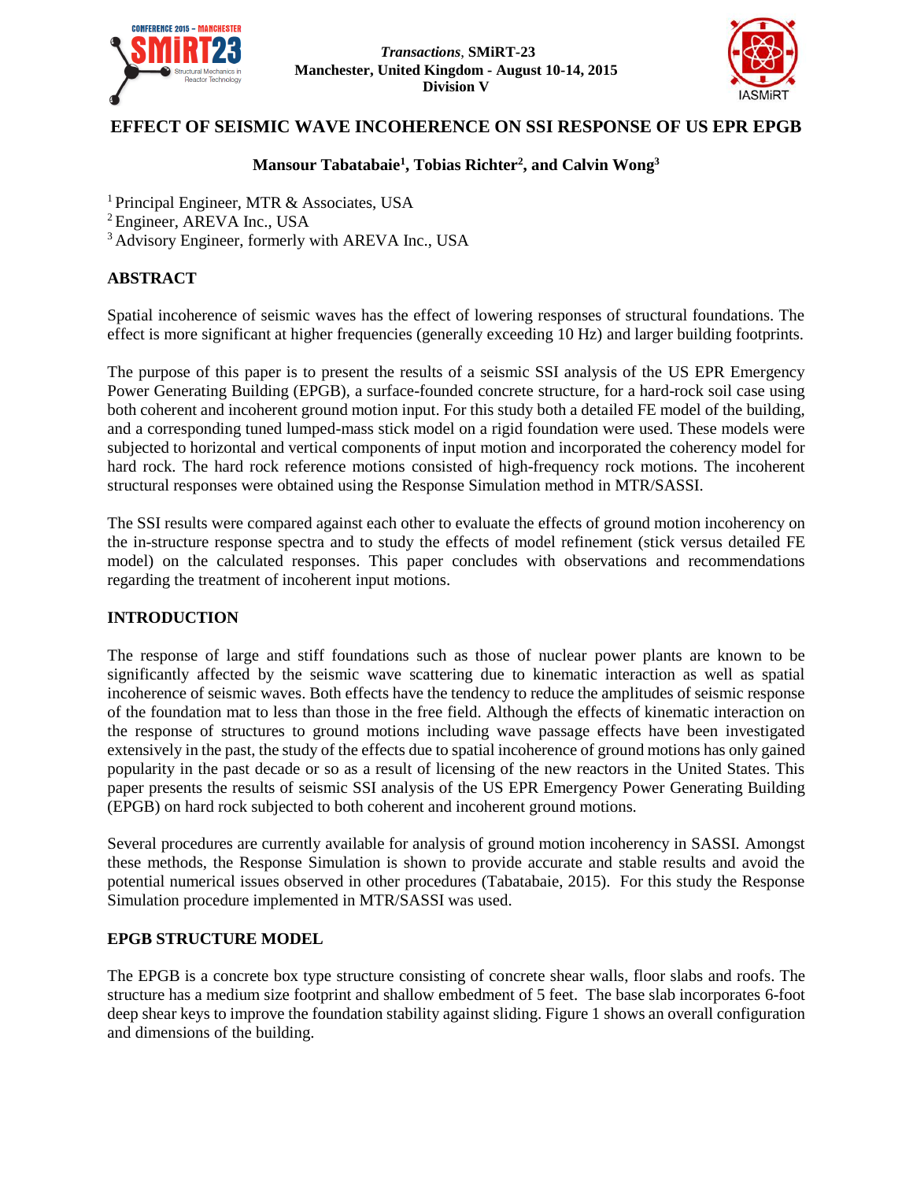# EFFECT OF SEISMIC WAVE INCOHERENCE ON SSI RESPONSE OF US EPR EPGB

**Mansour Tabatabaie[1], Tobias Richter[2], and Calvin Wong[3]**

[1] Principal Engineer, MTR & Associates, USA
[2] Engineer, AREVA Inc., USA
[3] Advisory Engineer, formerly with AREVA Inc., USA

## ABSTRACT

Spatial incoherence of seismic waves has the effect of lowering responses of structural foundations. The effect is more significant at higher frequencies (generally exceeding 10 Hz) and larger building footprints.

The purpose of this paper is to present the results of a seismic SSI analysis of the US EPR Emergency Power Generating Building (EPGB), a surface-founded concrete structure, for a hard-rock soil case using both coherent and incoherent ground motion input. For this study both a detailed FE model of the building, and a corresponding tuned lumped-mass stick model on a rigid foundation were used. These models were subjected to horizontal and vertical components of input motion and incorporated the coherency model for hard rock. The hard rock reference motions consisted of high-frequency rock motions. The incoherent structural responses were obtained using the Response Simulation method in MTR/SASSI.

The SSI results were compared against each other to evaluate the effects of ground motion incoherency on the in-structure response spectra and to study the effects of model refinement (stick versus detailed FE model) on the calculated responses. This paper concludes with observations and recommendations regarding the treatment of incoherent input motions.

## INTRODUCTION

The response of large and stiff foundations such as those of nuclear power plants are known to be significantly affected by the seismic wave scattering due to kinematic interaction as well as spatial incoherence of seismic waves. Both effects have the tendency to reduce the amplitudes of seismic response of the foundation mat to less than those in the free field. Although the effects of kinematic interaction on the response of structures to ground motions including wave passage effects have been investigated extensively in the past, the study of the effects due to spatial incoherence of ground motions has only gained popularity in the past decade or so as a result of licensing of the new reactors in the United States. This paper presents the results of seismic SSI analysis of the US EPR Emergency Power Generating Building (EPGB) on hard rock subjected to both coherent and incoherent ground motions.

Several procedures are currently available for analysis of ground motion incoherency in SASSI. Amongst these methods, the Response Simulation is shown to provide accurate and stable results and avoid the potential numerical issues observed in other procedures (Tabatabaie, 2015). For this study the Response Simulation procedure implemented in MTR/SASSI was used.

## EPGB STRUCTURE MODEL

The EPGB is a concrete box type structure consisting of concrete shear walls, floor slabs and roofs. The structure has a medium size footprint and shallow embedment of 5 feet. The base slab incorporates 6-foot deep shear keys to improve the foundation stability against sliding. Figure 1 shows an overall configuration and dimensions of the building.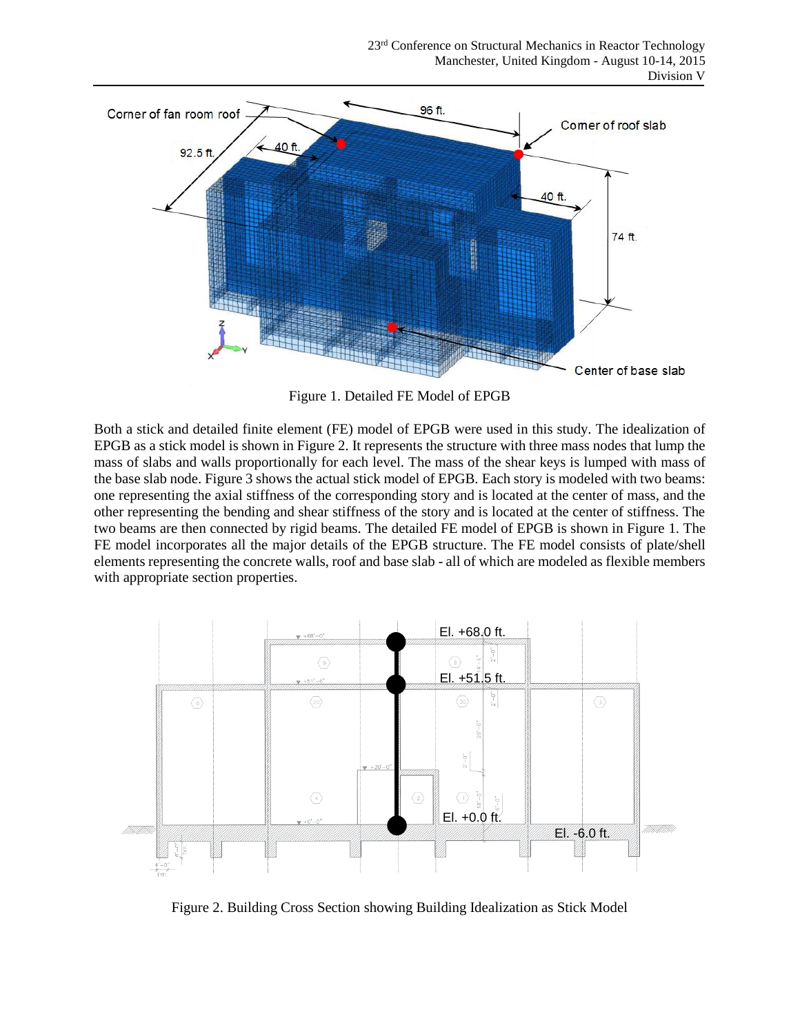Figure 1. Detailed FE Model of EPGB

Both a stick and detailed finite element (FE) model of EPGB were used in this study. The idealization of EPGB as a stick model is shown in Figure 2. It represents the structure with three mass nodes that lump the mass of slabs and walls proportionally for each level. The mass of the shear keys is lumped with mass of the base slab node. Figure 3 shows the actual stick model of EPGB. Each story is modeled with two beams: one representing the axial stiffness of the corresponding story and is located at the center of mass, and the other representing the bending and shear stiffness of the story and is located at the center of stiffness. The two beams are then connected by rigid beams. The detailed FE model of EPGB is shown in Figure 1. The FE model incorporates all the major details of the EPGB structure. The FE model consists of plate/shell elements representing the concrete walls, roof and base slab - all of which are modeled as flexible members with appropriate section properties.

Figure 2. Building Cross Section showing Building Idealization as Stick Model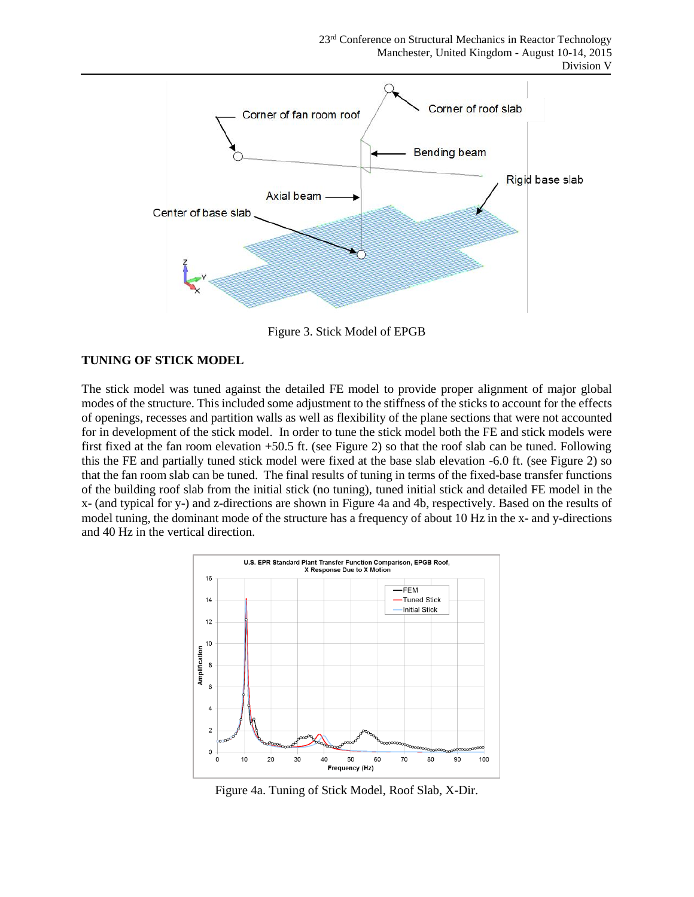Figure 3. Stick Model of EPGB

## TUNING OF STICK MODEL

The stick model was tuned against the detailed FE model to provide proper alignment of major global modes of the structure. This included some adjustment to the stiffness of the sticks to account for the effects of openings, recesses and partition walls as well as flexibility of the plane sections that were not accounted for in development of the stick model. In order to tune the stick model both the FE and stick models were first fixed at the fan room elevation +50.5 ft. (see Figure 2) so that the roof slab can be tuned. Following this the FE and partially tuned stick model were fixed at the base slab elevation -6.0 ft. (see Figure 2) so that the fan room slab can be tuned. The final results of tuning in terms of the fixed-base transfer functions of the building roof slab from the initial stick (no tuning), tuned initial stick and detailed FE model in the x- (and typical for y-) and z-directions are shown in Figure 4a and 4b, respectively. Based on the results of model tuning, the dominant mode of the structure has a frequency of about 10 Hz in the x- and y-directions and 40 Hz in the vertical direction.

Figure 4a. Tuning of Stick Model, Roof Slab, X-Dir.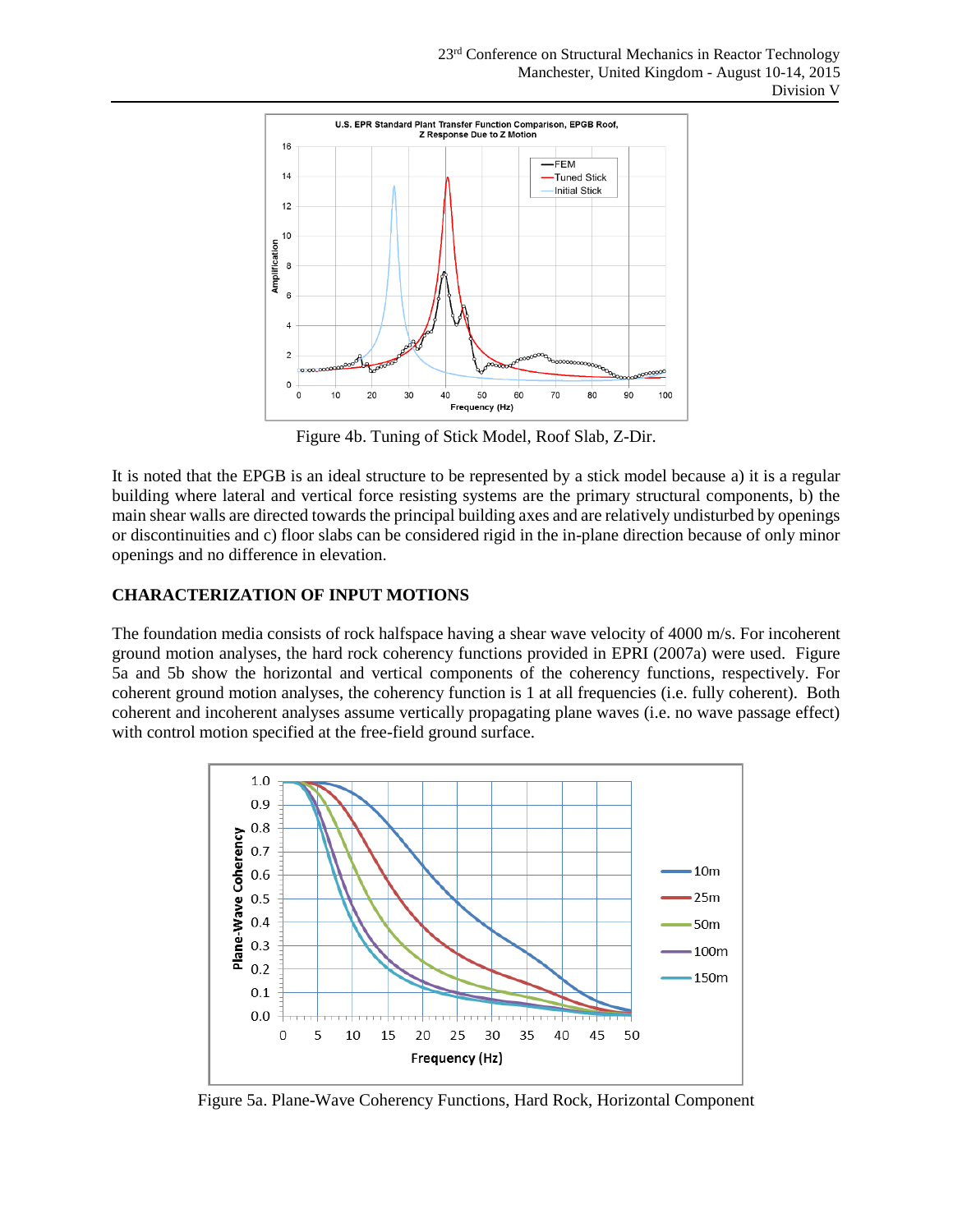Figure 4b. Tuning of Stick Model, Roof Slab, Z-Dir.

It is noted that the EPGB is an ideal structure to be represented by a stick model because a) it is a regular building where lateral and vertical force resisting systems are the primary structural components, b) the main shear walls are directed towards the principal building axes and are relatively undisturbed by openings or discontinuities and c) floor slabs can be considered rigid in the in-plane direction because of only minor openings and no difference in elevation.

## CHARACTERIZATION OF INPUT MOTIONS

The foundation media consists of rock halfspace having a shear wave velocity of 4000 m/s. For incoherent ground motion analyses, the hard rock coherency functions provided in EPRI (2007a) were used. Figure 5a and 5b show the horizontal and vertical components of the coherency functions, respectively. For coherent ground motion analyses, the coherency function is 1 at all frequencies (i.e. fully coherent). Both coherent and incoherent analyses assume vertically propagating plane waves (i.e. no wave passage effect) with control motion specified at the free-field ground surface.

Figure 5a. Plane-Wave Coherency Functions, Hard Rock, Horizontal Component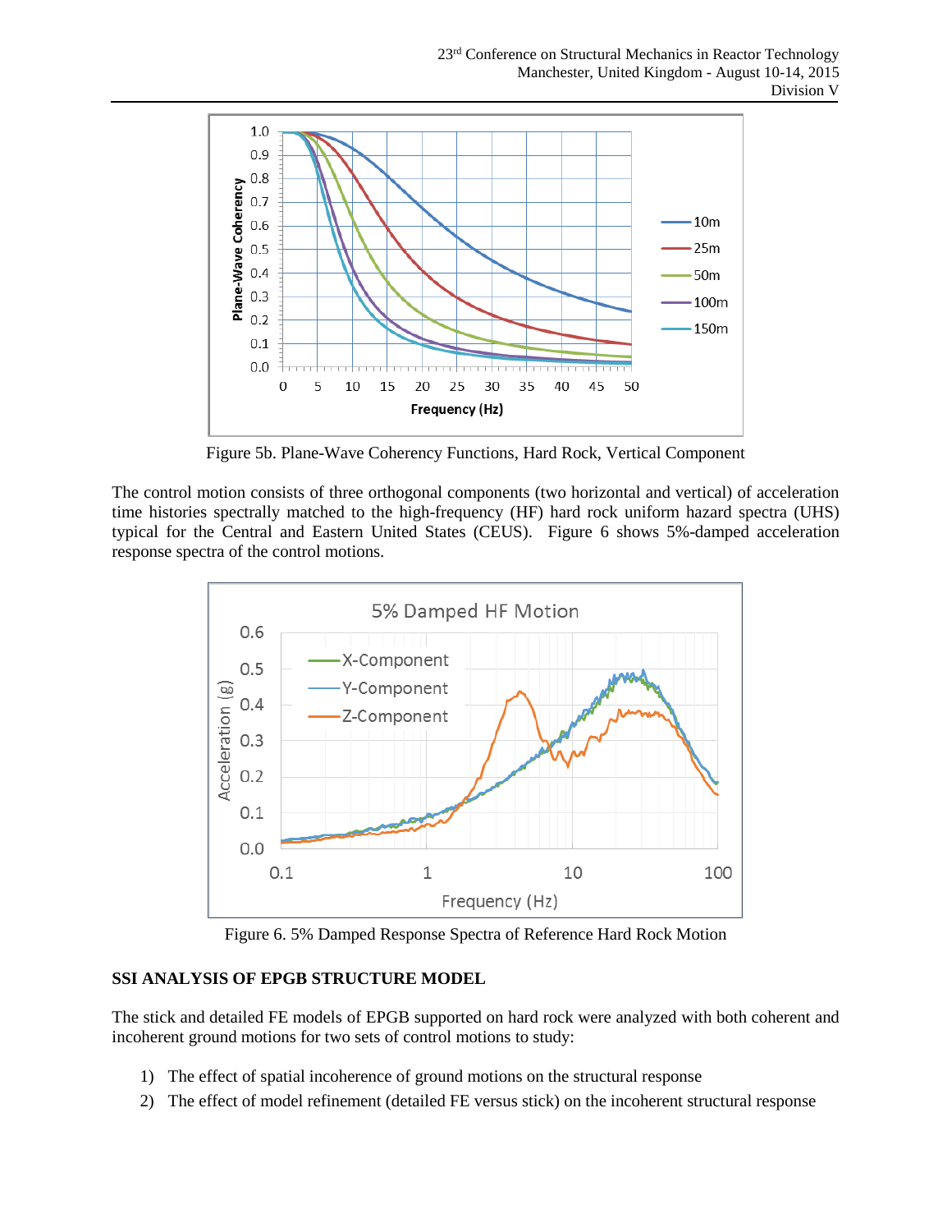Figure 5b. Plane-Wave Coherency Functions, Hard Rock, Vertical Component

The control motion consists of three orthogonal components (two horizontal and vertical) of acceleration time histories spectrally matched to the high-frequency (HF) hard rock uniform hazard spectra (UHS) typical for the Central and Eastern United States (CEUS). Figure 6 shows 5%-damped acceleration response spectra of the control motions.

Figure 6. 5% Damped Response Spectra of Reference Hard Rock Motion

## SSI ANALYSIS OF EPGB STRUCTURE MODEL

The stick and detailed FE models of EPGB supported on hard rock were analyzed with both coherent and incoherent ground motions for two sets of control motions to study:

1) The effect of spatial incoherence of ground motions on the structural response
2) The effect of model refinement (detailed FE versus stick) on the incoherent structural response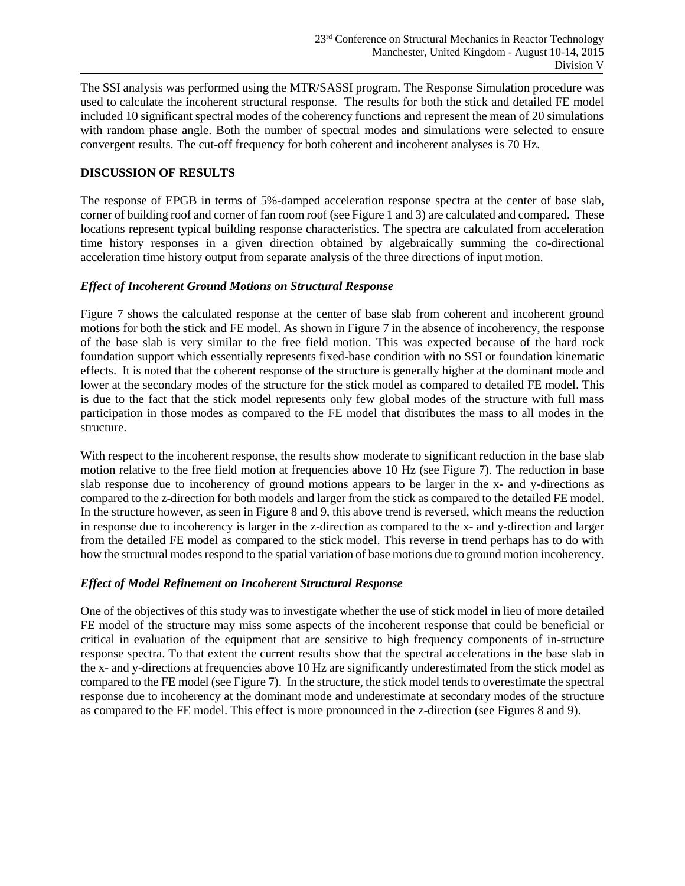The SSI analysis was performed using the MTR/SASSI program. The Response Simulation procedure was used to calculate the incoherent structural response. The results for both the stick and detailed FE model included 10 significant spectral modes of the coherency functions and represent the mean of 20 simulations with random phase angle. Both the number of spectral modes and simulations were selected to ensure convergent results. The cut-off frequency for both coherent and incoherent analyses is 70 Hz.

## DISCUSSION OF RESULTS

The response of EPGB in terms of 5%-damped acceleration response spectra at the center of base slab, corner of building roof and corner of fan room roof (see Figure 1 and 3) are calculated and compared. These locations represent typical building response characteristics. The spectra are calculated from acceleration time history responses in a given direction obtained by algebraically summing the co-directional acceleration time history output from separate analysis of the three directions of input motion.

### *Effect of Incoherent Ground Motions on Structural Response*

Figure 7 shows the calculated response at the center of base slab from coherent and incoherent ground motions for both the stick and FE model. As shown in Figure 7 in the absence of incoherency, the response of the base slab is very similar to the free field motion. This was expected because of the hard rock foundation support which essentially represents fixed-base condition with no SSI or foundation kinematic effects. It is noted that the coherent response of the structure is generally higher at the dominant mode and lower at the secondary modes of the structure for the stick model as compared to detailed FE model. This is due to the fact that the stick model represents only few global modes of the structure with full mass participation in those modes as compared to the FE model that distributes the mass to all modes in the structure.

With respect to the incoherent response, the results show moderate to significant reduction in the base slab motion relative to the free field motion at frequencies above 10 Hz (see Figure 7). The reduction in base slab response due to incoherency of ground motions appears to be larger in the x- and y-directions as compared to the z-direction for both models and larger from the stick as compared to the detailed FE model. In the structure however, as seen in Figure 8 and 9, this above trend is reversed, which means the reduction in response due to incoherency is larger in the z-direction as compared to the x- and y-direction and larger from the detailed FE model as compared to the stick model. This reverse in trend perhaps has to do with how the structural modes respond to the spatial variation of base motions due to ground motion incoherency.

### *Effect of Model Refinement on Incoherent Structural Response*

One of the objectives of this study was to investigate whether the use of stick model in lieu of more detailed FE model of the structure may miss some aspects of the incoherent response that could be beneficial or critical in evaluation of the equipment that are sensitive to high frequency components of in-structure response spectra. To that extent the current results show that the spectral accelerations in the base slab in the x- and y-directions at frequencies above 10 Hz are significantly underestimated from the stick model as compared to the FE model (see Figure 7). In the structure, the stick model tends to overestimate the spectral response due to incoherency at the dominant mode and underestimate at secondary modes of the structure as compared to the FE model. This effect is more pronounced in the z-direction (see Figures 8 and 9).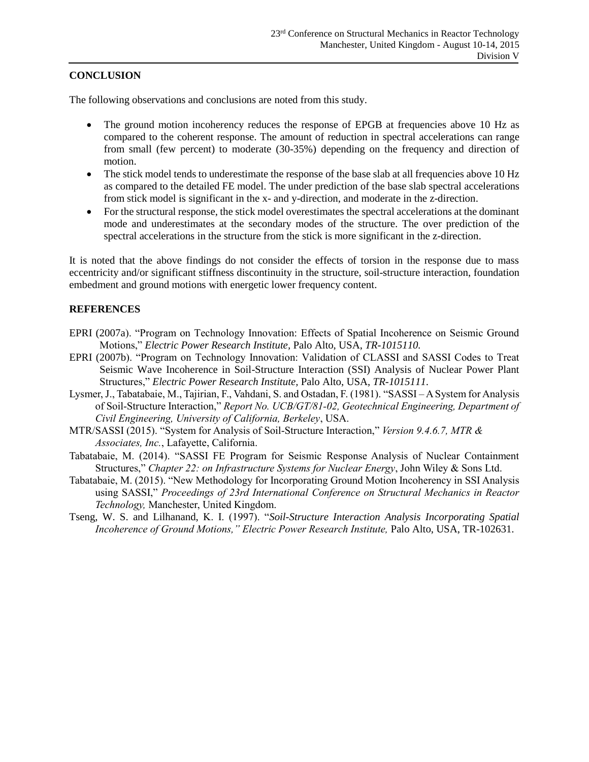## CONCLUSION

The following observations and conclusions are noted from this study.

- The ground motion incoherency reduces the response of EPGB at frequencies above 10 Hz as compared to the coherent response. The amount of reduction in spectral accelerations can range from small (few percent) to moderate (30-35%) depending on the frequency and direction of motion.
- The stick model tends to underestimate the response of the base slab at all frequencies above 10 Hz as compared to the detailed FE model. The under prediction of the base slab spectral accelerations from stick model is significant in the x- and y-direction, and moderate in the z-direction.
- For the structural response, the stick model overestimates the spectral accelerations at the dominant mode and underestimates at the secondary modes of the structure. The over prediction of the spectral accelerations in the structure from the stick is more significant in the z-direction.

It is noted that the above findings do not consider the effects of torsion in the response due to mass eccentricity and/or significant stiffness discontinuity in the structure, soil-structure interaction, foundation embedment and ground motions with energetic lower frequency content.

## REFERENCES

EPRI (2007a). "Program on Technology Innovation: Effects of Spatial Incoherence on Seismic Ground Motions," *Electric Power Research Institute,* Palo Alto, USA, *TR-1015110.*

EPRI (2007b). "Program on Technology Innovation: Validation of CLASSI and SASSI Codes to Treat Seismic Wave Incoherence in Soil-Structure Interaction (SSI) Analysis of Nuclear Power Plant Structures," *Electric Power Research Institute,* Palo Alto, USA, *TR-1015111.*

Lysmer, J., Tabatabaie, M., Tajirian, F., Vahdani, S. and Ostadan, F. (1981). "SASSI – A System for Analysis of Soil-Structure Interaction," *Report No. UCB/GT/81-02, Geotechnical Engineering, Department of Civil Engineering, University of California, Berkeley*, USA.

MTR/SASSI (2015). "System for Analysis of Soil-Structure Interaction," *Version 9.4.6.7, MTR & Associates, Inc.*, Lafayette, California.

Tabatabaie, M. (2014). "SASSI FE Program for Seismic Response Analysis of Nuclear Containment Structures," *Chapter 22: on Infrastructure Systems for Nuclear Energy*, John Wiley & Sons Ltd.

Tabatabaie, M. (2015). "New Methodology for Incorporating Ground Motion Incoherency in SSI Analysis using SASSI," *Proceedings of 23rd International Conference on Structural Mechanics in Reactor Technology,* Manchester, United Kingdom.

Tseng, W. S. and Lilhanand, K. I. (1997). "*Soil-Structure Interaction Analysis Incorporating Spatial Incoherence of Ground Motions," Electric Power Research Institute,* Palo Alto, USA, TR-102631.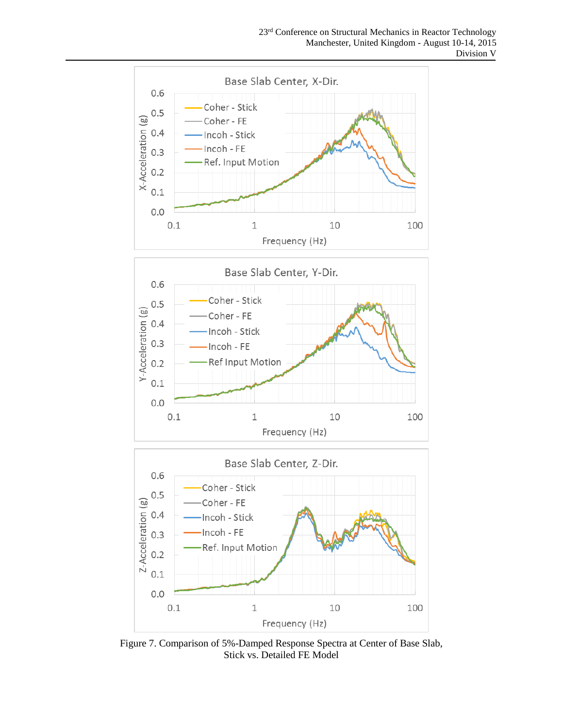Figure 7. Comparison of 5%-Damped Response Spectra at Center of Base Slab, Stick vs. Detailed FE Model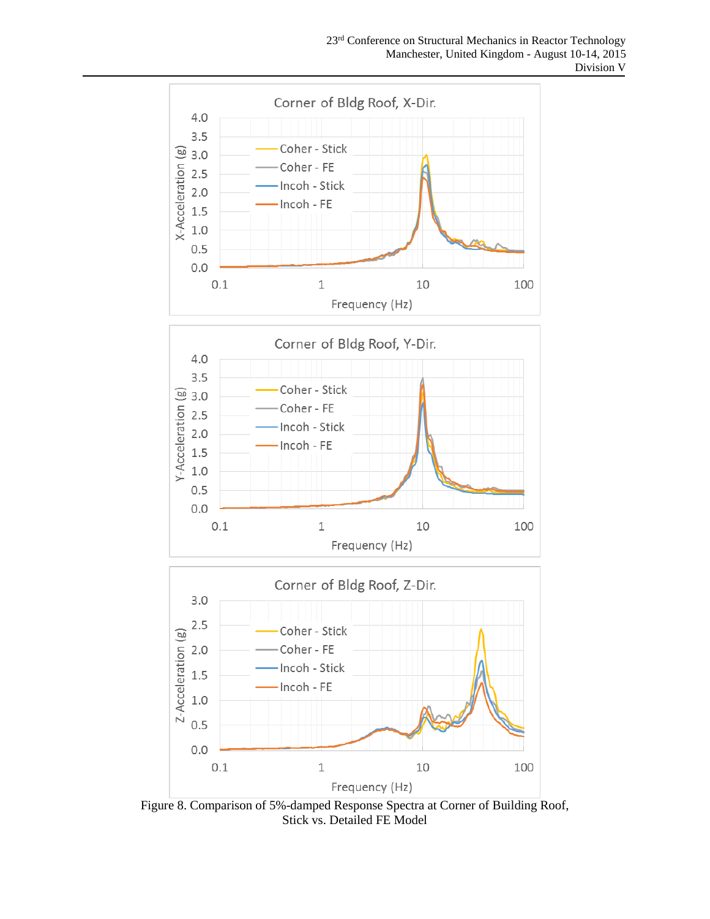Figure 8. Comparison of 5%-damped Response Spectra at Corner of Building Roof, Stick vs. Detailed FE Model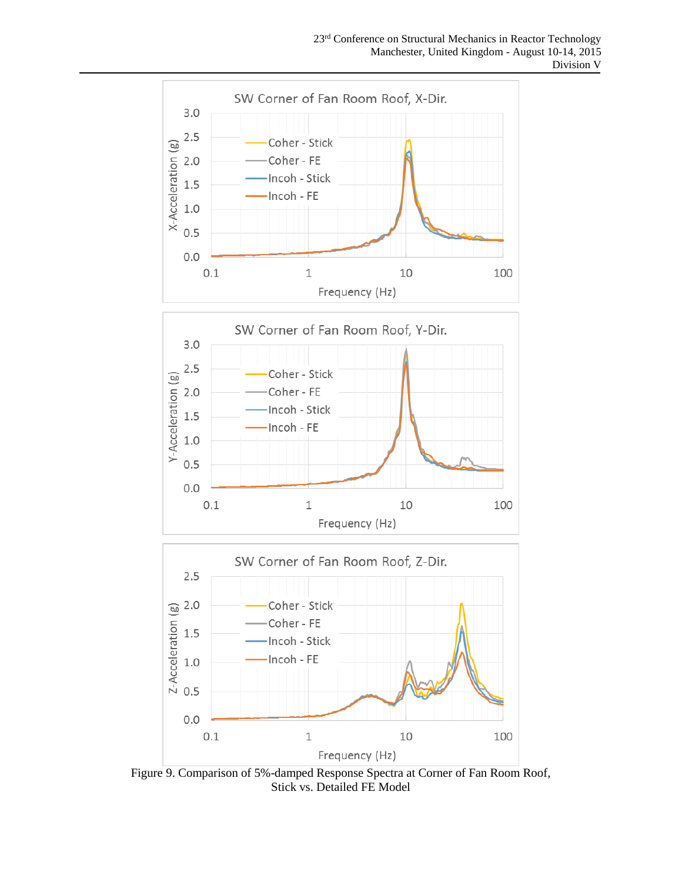SW Corner of Fan Room Roof, X-Dir.

X-Acceleration (g)

3.0
2.5
2.0
1.5
1.0
0.5
0.0

0.1
1
10
100

Frequency (Hz)

Coher - Stick
Coher - FE
Incoh - Stick
Incoh - FE

SW Corner of Fan Room Roof, Y-Dir.

Y-Acceleration (g)

3.0
2.5
2.0
1.5
1.0
0.5
0.0

0.1
1
10
100

Frequency (Hz)

Coher - Stick
Coher - FE
Incoh - Stick
Incoh - FE

SW Corner of Fan Room Roof, Z-Dir.

Z-Acceleration (g)

2.5
2.0
1.5
1.0
0.5
0.0

0.1
1
10
100

Frequency (Hz)

Coher - Stick
Coher - FE
Incoh - Stick
Incoh - FE

Figure 9. Comparison of 5%-damped Response Spectra at Corner of Fan Room Roof, Stick vs. Detailed FE Model